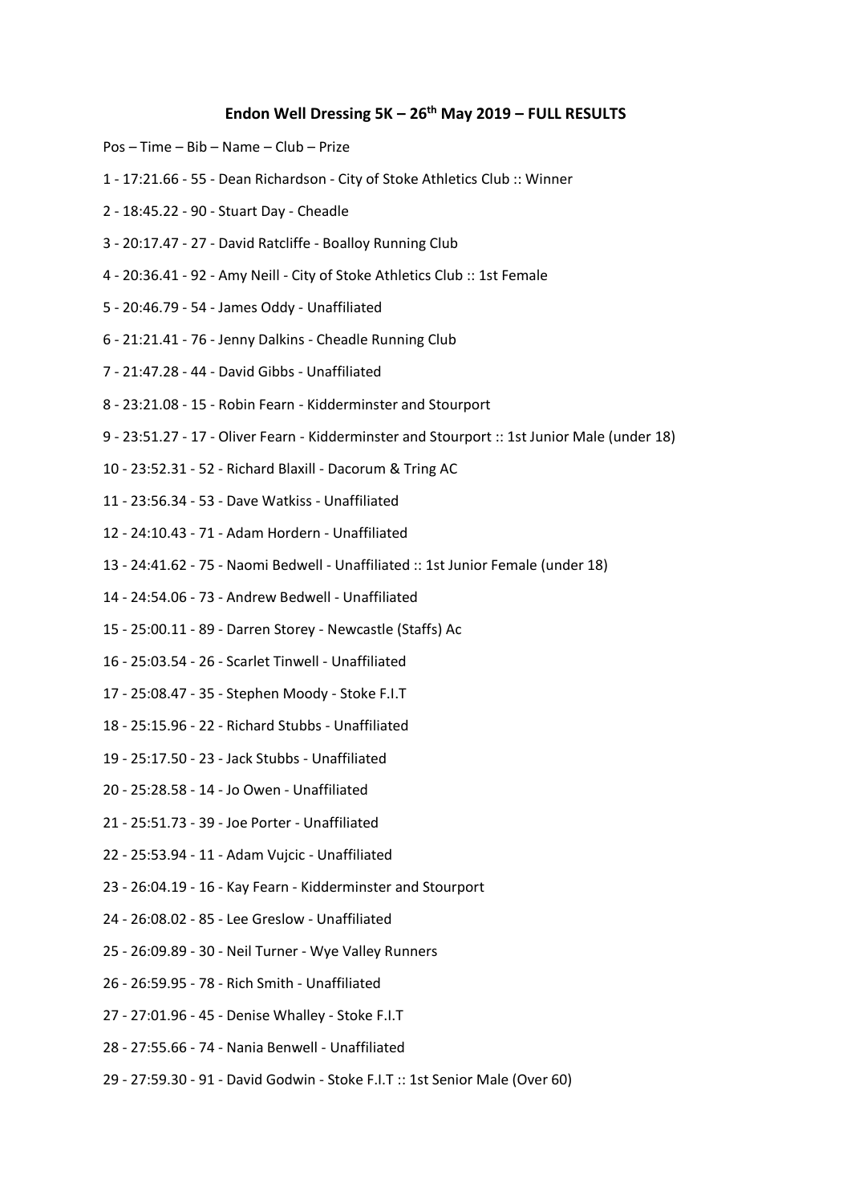# Endon Well Dressing 5K – 26th May 2019 – FULL RESULTS

Pos – Time – Bib – Name – Club – Prize

1 - 17:21.66 - 55 - Dean Richardson - City of Stoke Athletics Club :: Winner

2 - 18:45.22 - 90 - Stuart Day - Cheadle

3 - 20:17.47 - 27 - David Ratcliffe - Boalloy Running Club

4 - 20:36.41 - 92 - Amy Neill - City of Stoke Athletics Club :: 1st Female

5 - 20:46.79 - 54 - James Oddy - Unaffiliated

6 - 21:21.41 - 76 - Jenny Dalkins - Cheadle Running Club

7 - 21:47.28 - 44 - David Gibbs - Unaffiliated

8 - 23:21.08 - 15 - Robin Fearn - Kidderminster and Stourport

9 - 23:51.27 - 17 - Oliver Fearn - Kidderminster and Stourport :: 1st Junior Male (under 18)

10 - 23:52.31 - 52 - Richard Blaxill - Dacorum & Tring AC

11 - 23:56.34 - 53 - Dave Watkiss - Unaffiliated

12 - 24:10.43 - 71 - Adam Hordern - Unaffiliated

13 - 24:41.62 - 75 - Naomi Bedwell - Unaffiliated :: 1st Junior Female (under 18)

14 - 24:54.06 - 73 - Andrew Bedwell - Unaffiliated

15 - 25:00.11 - 89 - Darren Storey - Newcastle (Staffs) Ac

16 - 25:03.54 - 26 - Scarlet Tinwell - Unaffiliated

17 - 25:08.47 - 35 - Stephen Moody - Stoke F.I.T

18 - 25:15.96 - 22 - Richard Stubbs - Unaffiliated

19 - 25:17.50 - 23 - Jack Stubbs - Unaffiliated

20 - 25:28.58 - 14 - Jo Owen - Unaffiliated

21 - 25:51.73 - 39 - Joe Porter - Unaffiliated

22 - 25:53.94 - 11 - Adam Vujcic - Unaffiliated

23 - 26:04.19 - 16 - Kay Fearn - Kidderminster and Stourport

24 - 26:08.02 - 85 - Lee Greslow - Unaffiliated

25 - 26:09.89 - 30 - Neil Turner - Wye Valley Runners

26 - 26:59.95 - 78 - Rich Smith - Unaffiliated

27 - 27:01.96 - 45 - Denise Whalley - Stoke F.I.T

28 - 27:55.66 - 74 - Nania Benwell - Unaffiliated

29 - 27:59.30 - 91 - David Godwin - Stoke F.I.T :: 1st Senior Male (Over 60)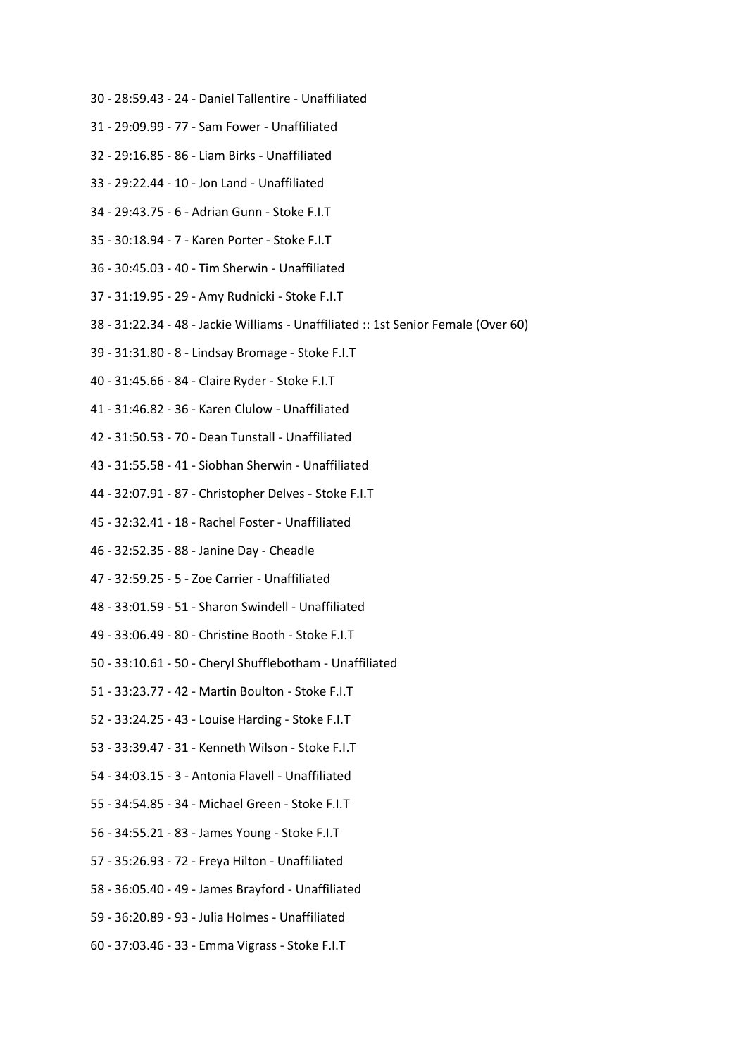30 - 28:59.43 - 24 - Daniel Tallentire - Unaffiliated

31 - 29:09.99 - 77 - Sam Fower - Unaffiliated

32 - 29:16.85 - 86 - Liam Birks - Unaffiliated

33 - 29:22.44 - 10 - Jon Land - Unaffiliated

34 - 29:43.75 - 6 - Adrian Gunn - Stoke F.I.T

35 - 30:18.94 - 7 - Karen Porter - Stoke F.I.T

36 - 30:45.03 - 40 - Tim Sherwin - Unaffiliated

37 - 31:19.95 - 29 - Amy Rudnicki - Stoke F.I.T

38 - 31:22.34 - 48 - Jackie Williams - Unaffiliated :: 1st Senior Female (Over 60)

39 - 31:31.80 - 8 - Lindsay Bromage - Stoke F.I.T

40 - 31:45.66 - 84 - Claire Ryder - Stoke F.I.T

41 - 31:46.82 - 36 - Karen Clulow - Unaffiliated

42 - 31:50.53 - 70 - Dean Tunstall - Unaffiliated

43 - 31:55.58 - 41 - Siobhan Sherwin - Unaffiliated

44 - 32:07.91 - 87 - Christopher Delves - Stoke F.I.T

45 - 32:32.41 - 18 - Rachel Foster - Unaffiliated

46 - 32:52.35 - 88 - Janine Day - Cheadle

47 - 32:59.25 - 5 - Zoe Carrier - Unaffiliated

48 - 33:01.59 - 51 - Sharon Swindell - Unaffiliated

49 - 33:06.49 - 80 - Christine Booth - Stoke F.I.T

50 - 33:10.61 - 50 - Cheryl Shufflebotham - Unaffiliated

51 - 33:23.77 - 42 - Martin Boulton - Stoke F.I.T

52 - 33:24.25 - 43 - Louise Harding - Stoke F.I.T

53 - 33:39.47 - 31 - Kenneth Wilson - Stoke F.I.T

54 - 34:03.15 - 3 - Antonia Flavell - Unaffiliated

55 - 34:54.85 - 34 - Michael Green - Stoke F.I.T

56 - 34:55.21 - 83 - James Young - Stoke F.I.T

57 - 35:26.93 - 72 - Freya Hilton - Unaffiliated

58 - 36:05.40 - 49 - James Brayford - Unaffiliated

59 - 36:20.89 - 93 - Julia Holmes - Unaffiliated

60 - 37:03.46 - 33 - Emma Vigrass - Stoke F.I.T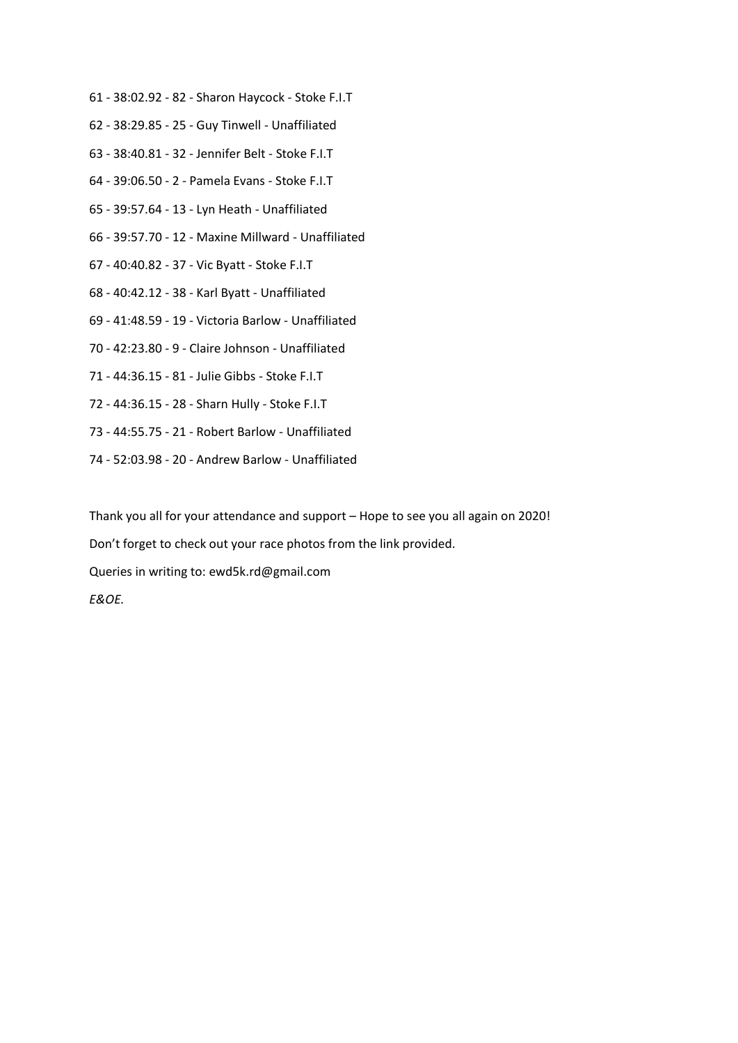61 - 38:02.92 - 82 - Sharon Haycock - Stoke F.I.T

62 - 38:29.85 - 25 - Guy Tinwell - Unaffiliated

63 - 38:40.81 - 32 - Jennifer Belt - Stoke F.I.T

64 - 39:06.50 - 2 - Pamela Evans - Stoke F.I.T

65 - 39:57.64 - 13 - Lyn Heath - Unaffiliated

66 - 39:57.70 - 12 - Maxine Millward - Unaffiliated

67 - 40:40.82 - 37 - Vic Byatt - Stoke F.I.T

68 - 40:42.12 - 38 - Karl Byatt - Unaffiliated

69 - 41:48.59 - 19 - Victoria Barlow - Unaffiliated

70 - 42:23.80 - 9 - Claire Johnson - Unaffiliated

71 - 44:36.15 - 81 - Julie Gibbs - Stoke F.I.T

72 - 44:36.15 - 28 - Sharn Hully - Stoke F.I.T

73 - 44:55.75 - 21 - Robert Barlow - Unaffiliated

74 - 52:03.98 - 20 - Andrew Barlow - Unaffiliated

Thank you all for your attendance and support – Hope to see you all again on 2020!

Don't forget to check out your race photos from the link provided.

Queries in writing to: ewd5k.rd@gmail.com

*E&OE.*